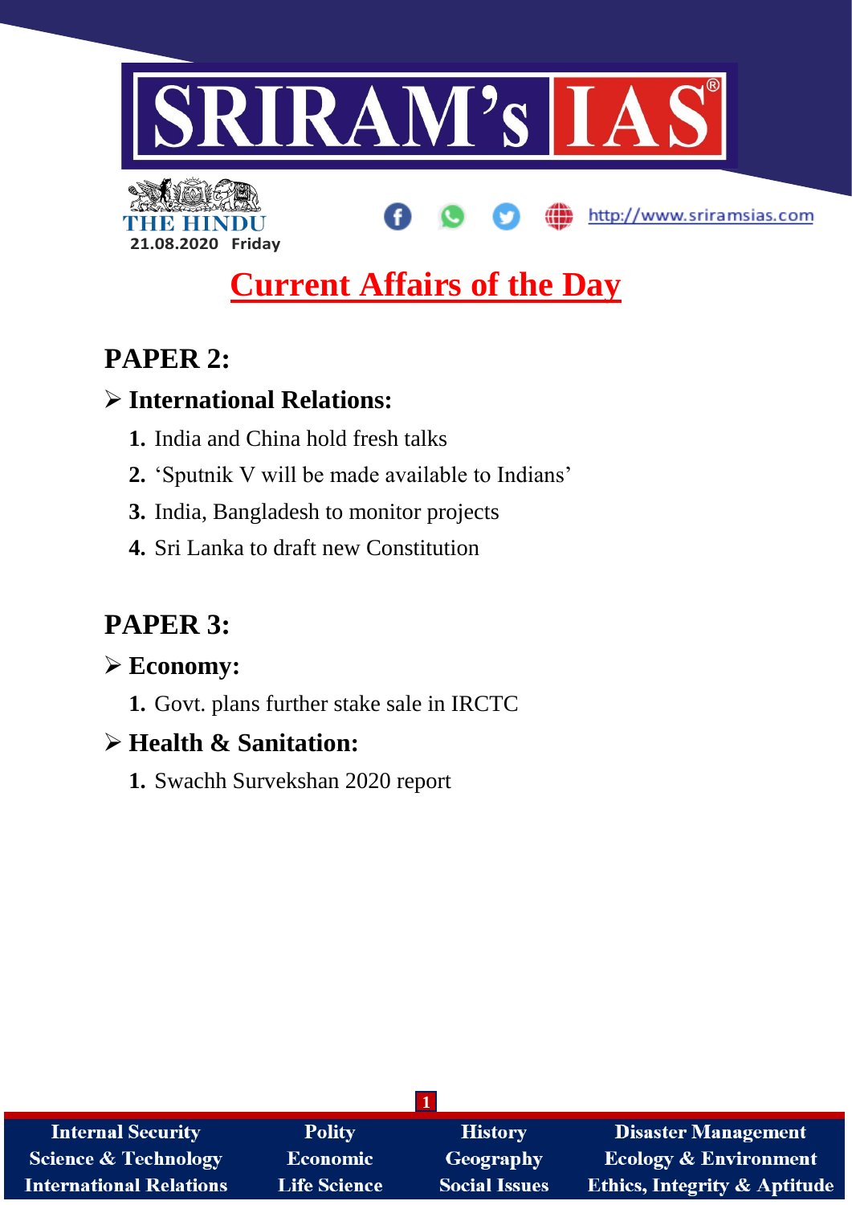SRIRAM's IAS

THE HINDU
21.08.2020 Friday

http://www.sriramsias.com

# Current Affairs of the Day

## PAPER 2:

### International Relations:

1. India and China hold fresh talks
2. 'Sputnik V will be made available to Indians'
3. India, Bangladesh to monitor projects
4. Sri Lanka to draft new Constitution

## PAPER 3:

### Economy:

1. Govt. plans further stake sale in IRCTC

### Health & Sanitation:

1. Swachh Survekshan 2020 report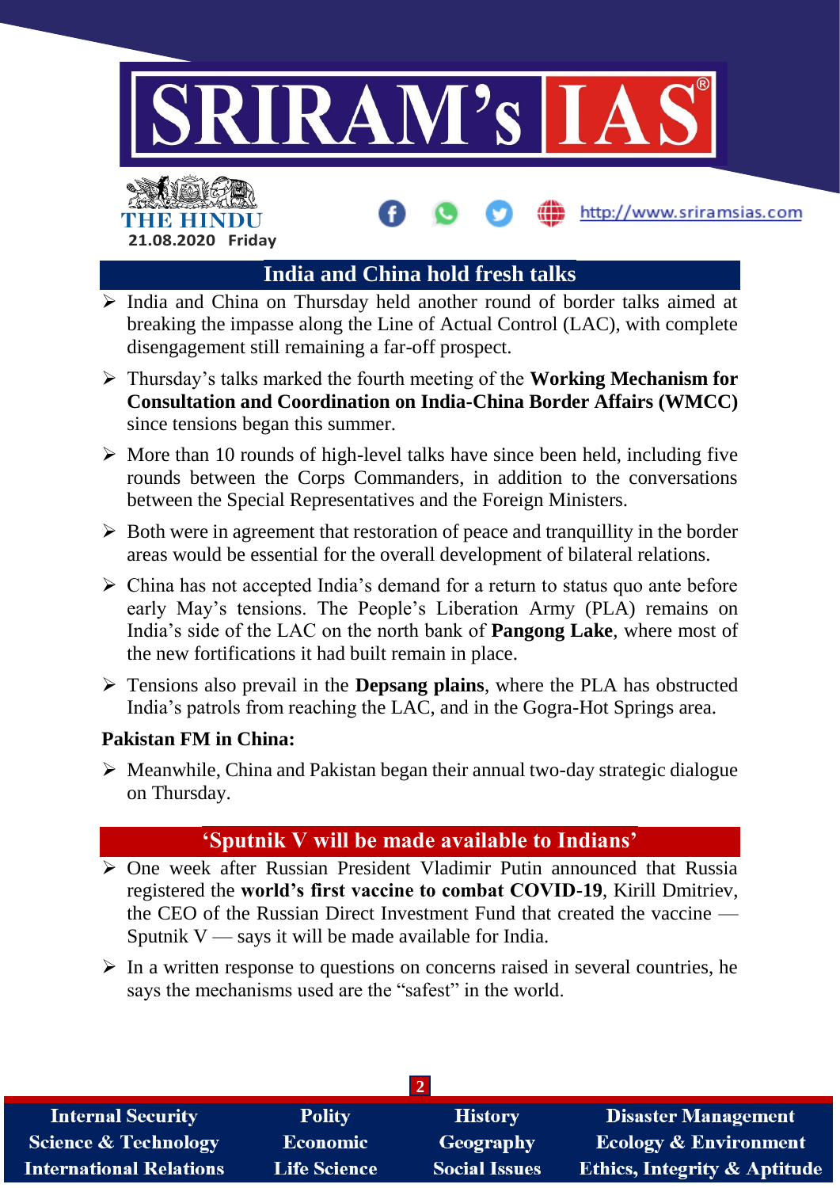## India and China hold fresh talks

- India and China on Thursday held another round of border talks aimed at breaking the impasse along the Line of Actual Control (LAC), with complete disengagement still remaining a far-off prospect.
- Thursday's talks marked the fourth meeting of the **Working Mechanism for Consultation and Coordination on India-China Border Affairs (WMCC)** since tensions began this summer.
- More than 10 rounds of high-level talks have since been held, including five rounds between the Corps Commanders, in addition to the conversations between the Special Representatives and the Foreign Ministers.
- Both were in agreement that restoration of peace and tranquillity in the border areas would be essential for the overall development of bilateral relations.
- China has not accepted India's demand for a return to status quo ante before early May's tensions. The People's Liberation Army (PLA) remains on India's side of the LAC on the north bank of **Pangong Lake**, where most of the new fortifications it had built remain in place.
- Tensions also prevail in the **Depsang plains**, where the PLA has obstructed India's patrols from reaching the LAC, and in the Gogra-Hot Springs area.

**Pakistan FM in China:**

- Meanwhile, China and Pakistan began their annual two-day strategic dialogue on Thursday.

## 'Sputnik V will be made available to Indians'

- One week after Russian President Vladimir Putin announced that Russia registered the **world's first vaccine to combat COVID-19**, Kirill Dmitriev, the CEO of the Russian Direct Investment Fund that created the vaccine — Sputnik V — says it will be made available for India.
- In a written response to questions on concerns raised in several countries, he says the mechanisms used are the "safest" in the world.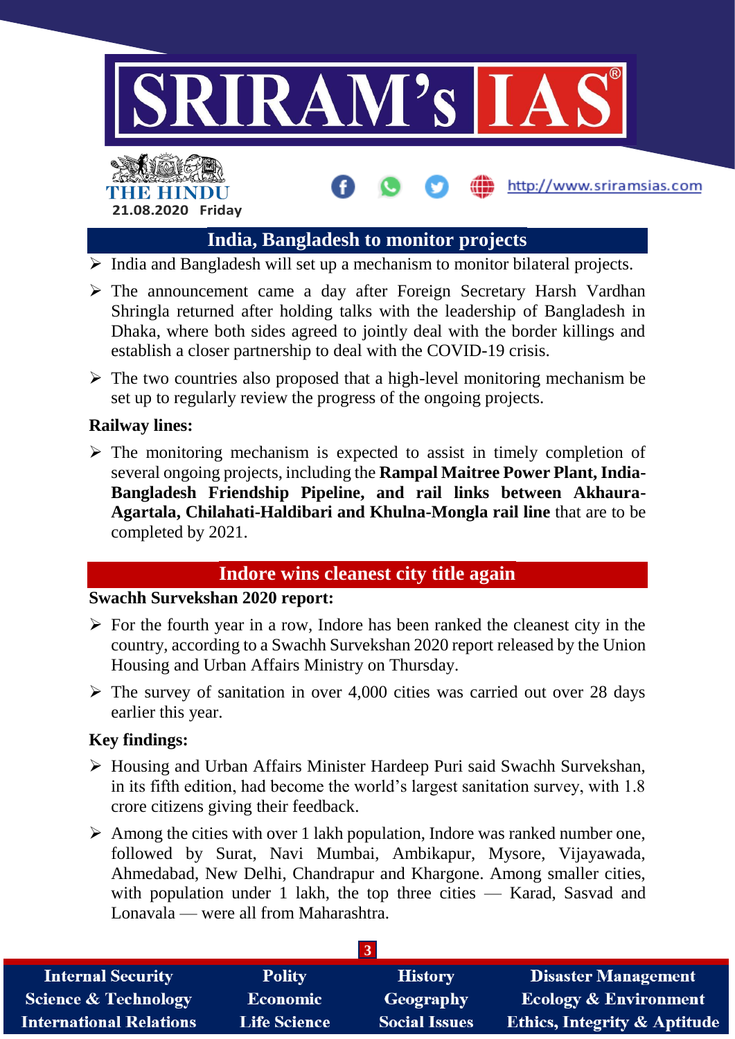## India, Bangladesh to monitor projects

- India and Bangladesh will set up a mechanism to monitor bilateral projects.
- The announcement came a day after Foreign Secretary Harsh Vardhan Shringla returned after holding talks with the leadership of Bangladesh in Dhaka, where both sides agreed to jointly deal with the border killings and establish a closer partnership to deal with the COVID-19 crisis.
- The two countries also proposed that a high-level monitoring mechanism be set up to regularly review the progress of the ongoing projects.

**Railway lines:**

- The monitoring mechanism is expected to assist in timely completion of several ongoing projects, including the **Rampal Maitree Power Plant, India-Bangladesh Friendship Pipeline, and rail links between Akhaura-Agartala, Chilahati-Haldibari and Khulna-Mongla rail line** that are to be completed by 2021.

## Indore wins cleanest city title again

**Swachh Survekshan 2020 report:**

- For the fourth year in a row, Indore has been ranked the cleanest city in the country, according to a Swachh Survekshan 2020 report released by the Union Housing and Urban Affairs Ministry on Thursday.
- The survey of sanitation in over 4,000 cities was carried out over 28 days earlier this year.

**Key findings:**

- Housing and Urban Affairs Minister Hardeep Puri said Swachh Survekshan, in its fifth edition, had become the world's largest sanitation survey, with 1.8 crore citizens giving their feedback.
- Among the cities with over 1 lakh population, Indore was ranked number one, followed by Surat, Navi Mumbai, Ambikapur, Mysore, Vijayawada, Ahmedabad, New Delhi, Chandrapur and Khargone. Among smaller cities, with population under 1 lakh, the top three cities — Karad, Sasvad and Lonavala — were all from Maharashtra.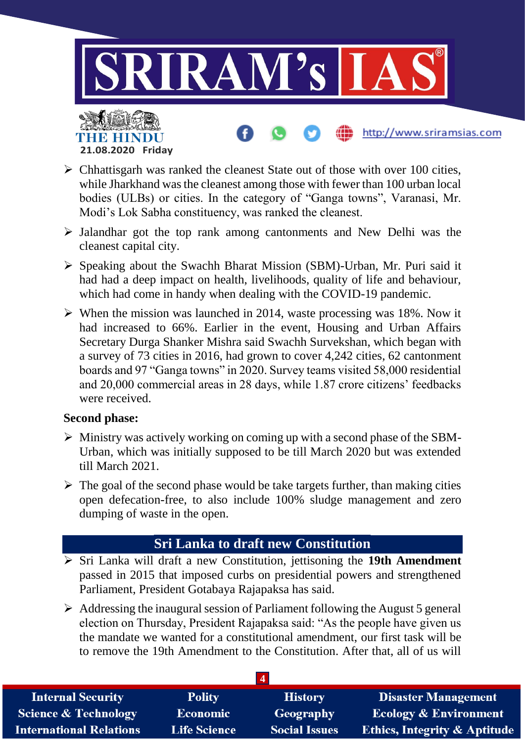- Chhattisgarh was ranked the cleanest State out of those with over 100 cities, while Jharkhand was the cleanest among those with fewer than 100 urban local bodies (ULBs) or cities. In the category of "Ganga towns", Varanasi, Mr. Modi's Lok Sabha constituency, was ranked the cleanest.
- Jalandhar got the top rank among cantonments and New Delhi was the cleanest capital city.
- Speaking about the Swachh Bharat Mission (SBM)-Urban, Mr. Puri said it had had a deep impact on health, livelihoods, quality of life and behaviour, which had come in handy when dealing with the COVID-19 pandemic.
- When the mission was launched in 2014, waste processing was 18%. Now it had increased to 66%. Earlier in the event, Housing and Urban Affairs Secretary Durga Shanker Mishra said Swachh Survekshan, which began with a survey of 73 cities in 2016, had grown to cover 4,242 cities, 62 cantonment boards and 97 "Ganga towns" in 2020. Survey teams visited 58,000 residential and 20,000 commercial areas in 28 days, while 1.87 crore citizens' feedbacks were received.

**Second phase:**

- Ministry was actively working on coming up with a second phase of the SBM-Urban, which was initially supposed to be till March 2020 but was extended till March 2021.
- The goal of the second phase would be take targets further, than making cities open defecation-free, to also include 100% sludge management and zero dumping of waste in the open.

## Sri Lanka to draft new Constitution

- Sri Lanka will draft a new Constitution, jettisoning the **19th Amendment** passed in 2015 that imposed curbs on presidential powers and strengthened Parliament, President Gotabaya Rajapaksa has said.
- Addressing the inaugural session of Parliament following the August 5 general election on Thursday, President Rajapaksa said: "As the people have given us the mandate we wanted for a constitutional amendment, our first task will be to remove the 19th Amendment to the Constitution. After that, all of us will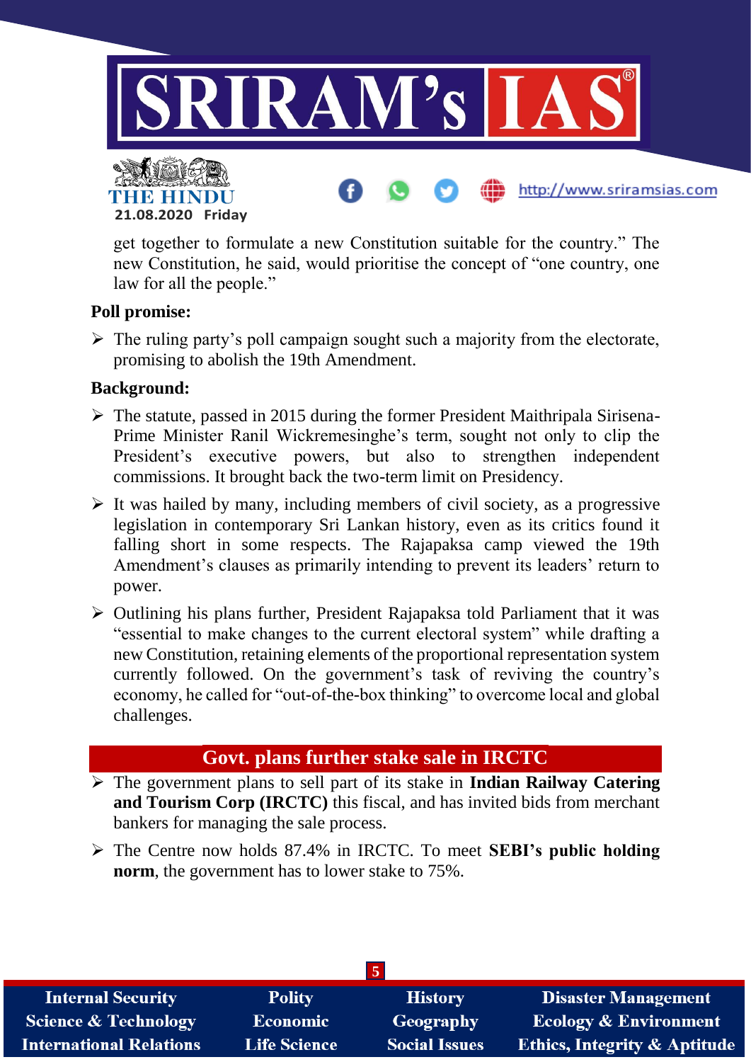get together to formulate a new Constitution suitable for the country." The new Constitution, he said, would prioritise the concept of "one country, one law for all the people."

**Poll promise:**

- The ruling party's poll campaign sought such a majority from the electorate, promising to abolish the 19th Amendment.

**Background:**

- The statute, passed in 2015 during the former President Maithripala Sirisena-Prime Minister Ranil Wickremesinghe's term, sought not only to clip the President's executive powers, but also to strengthen independent commissions. It brought back the two-term limit on Presidency.
- It was hailed by many, including members of civil society, as a progressive legislation in contemporary Sri Lankan history, even as its critics found it falling short in some respects. The Rajapaksa camp viewed the 19th Amendment's clauses as primarily intending to prevent its leaders' return to power.
- Outlining his plans further, President Rajapaksa told Parliament that it was "essential to make changes to the current electoral system" while drafting a new Constitution, retaining elements of the proportional representation system currently followed. On the government's task of reviving the country's economy, he called for "out-of-the-box thinking" to overcome local and global challenges.

## Govt. plans further stake sale in IRCTC

- The government plans to sell part of its stake in **Indian Railway Catering and Tourism Corp (IRCTC)** this fiscal, and has invited bids from merchant bankers for managing the sale process.
- The Centre now holds 87.4% in IRCTC. To meet **SEBI's public holding norm**, the government has to lower stake to 75%.